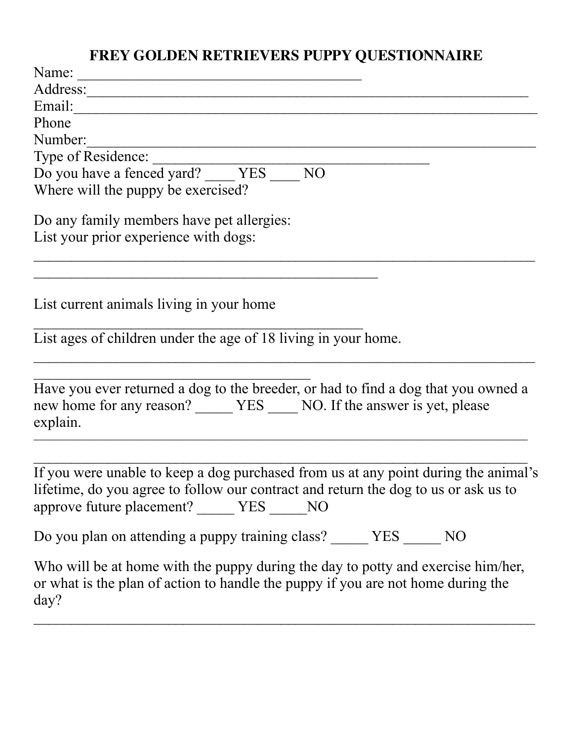# FREY GOLDEN RETRIEVERS PUPPY QUESTIONNAIRE

Name: ________________________________________

Address:_______________________________________________________________

Email:_________________________________________________________________

Phone Number:__________________________________________________________

Type of Residence: ______________________________________

Do you have a fenced yard? ____ YES ____ NO

Where will the puppy be exercised?

Do any family members have pet allergies:

List your prior experience with dogs:

_______________________________________________________________________

________________________________________________

List current animals living in your home

_______________________________________________

List ages of children under the age of 18 living in your home.

_______________________________________________________________________

_______________________________________

Have you ever returned a dog to the breeder, or had to find a dog that you owned a new home for any reason? _____ YES ____ NO. If the answer is yet, please explain.

______________________________________________________________________

______________________________________________________________________

If you were unable to keep a dog purchased from us at any point during the animal's lifetime, do you agree to follow our contract and return the dog to us or ask us to approve future placement? _____ YES _____NO

Do you plan on attending a puppy training class? _____ YES _____ NO

Who will be at home with the puppy during the day to potty and exercise him/her, or what is the plan of action to handle the puppy if you are not home during the day?

_______________________________________________________________________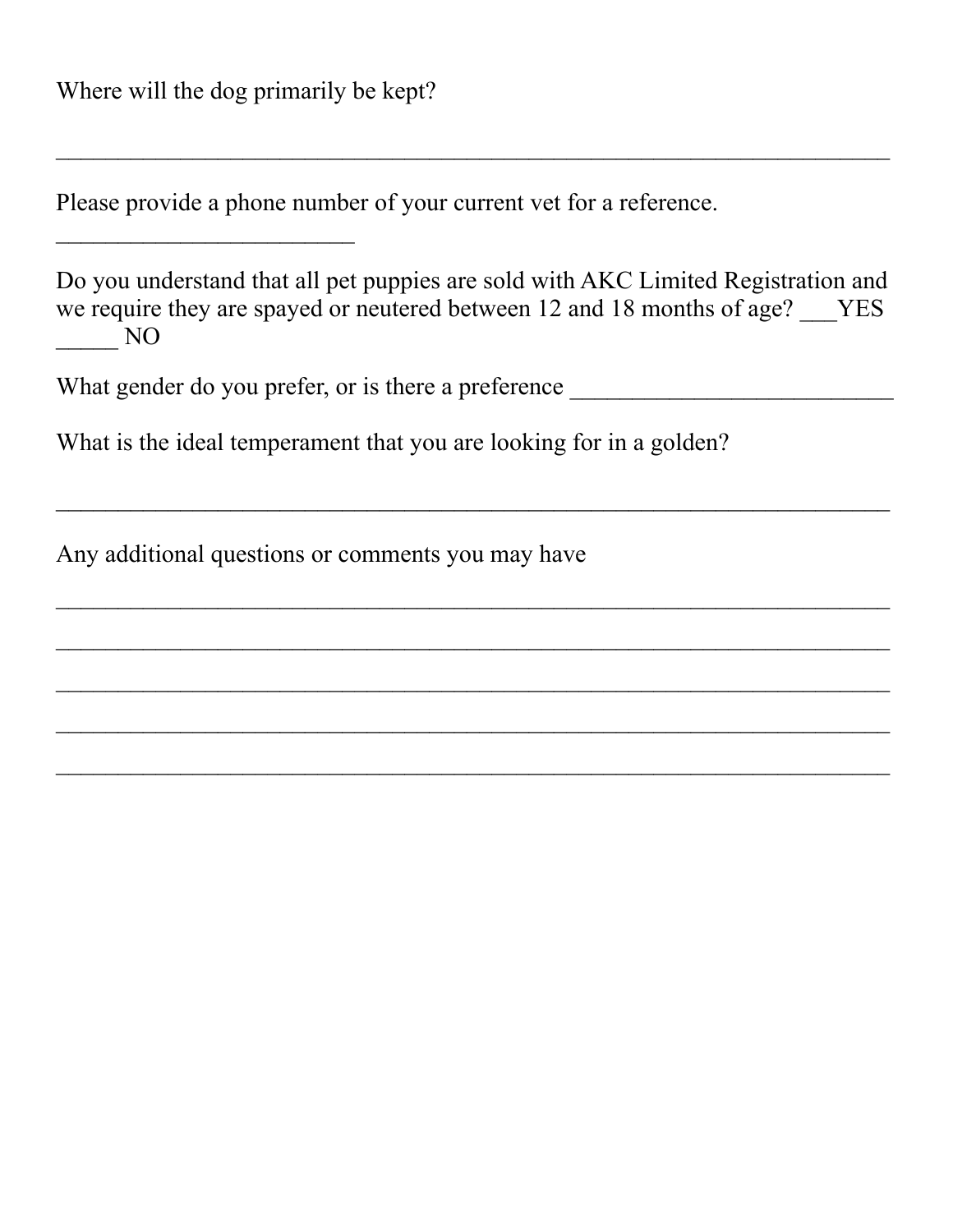Where will the dog primarily be kept?

_______________________________________________________________________

Please provide a phone number of your current vet for a reference.

_________________________

Do you understand that all pet puppies are sold with AKC Limited Registration and we require they are spayed or neutered between 12 and 18 months of age? ___YES _____ NO

What gender do you prefer, or is there a preference __________________________

What is the ideal temperament that you are looking for in a golden?

_______________________________________________________________________

Any additional questions or comments you may have

_______________________________________________________________________

_______________________________________________________________________

_______________________________________________________________________

_______________________________________________________________________

_______________________________________________________________________